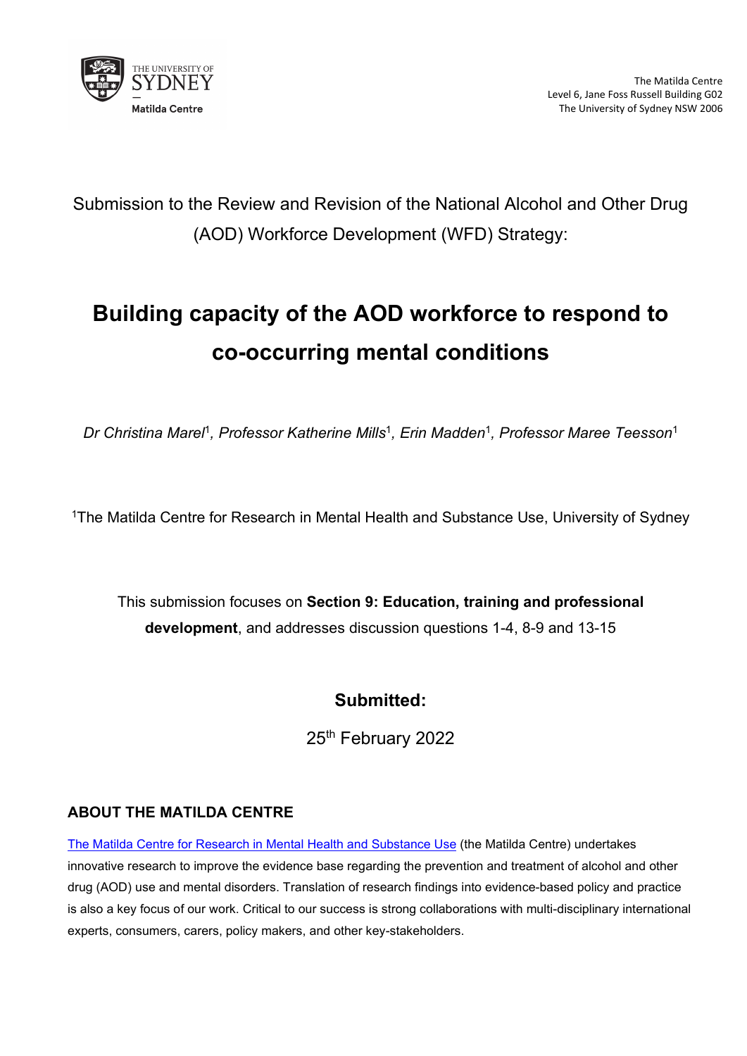The Matilda Centre
Level 6, Jane Foss Russell Building G02
The University of Sydney NSW 2006

Submission to the Review and Revision of the National Alcohol and Other Drug (AOD) Workforce Development (WFD) Strategy:

# Building capacity of the AOD workforce to respond to co-occurring mental conditions

*Dr Christina Marel*[1]*, Professor Katherine Mills*[1]*, Erin Madden*[1]*, Professor Maree Teesson*[1]

[1]The Matilda Centre for Research in Mental Health and Substance Use, University of Sydney

This submission focuses on **Section 9: Education, training and professional development**, and addresses discussion questions 1-4, 8-9 and 13-15

**Submitted:**

25th February 2022

## ABOUT THE MATILDA CENTRE

The Matilda Centre for Research in Mental Health and Substance Use (the Matilda Centre) undertakes innovative research to improve the evidence base regarding the prevention and treatment of alcohol and other drug (AOD) use and mental disorders. Translation of research findings into evidence-based policy and practice is also a key focus of our work. Critical to our success is strong collaborations with multi-disciplinary international experts, consumers, carers, policy makers, and other key-stakeholders.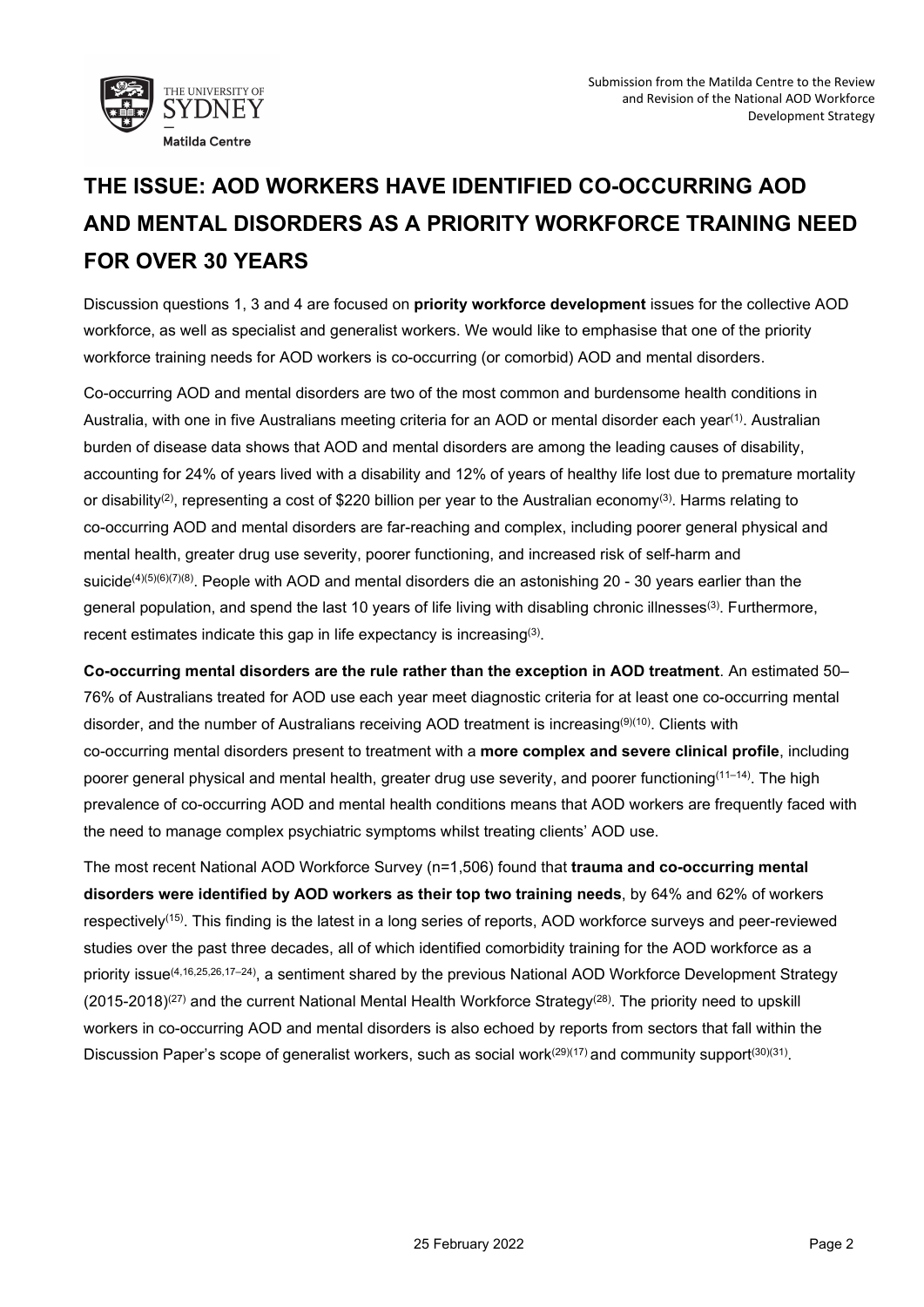# THE ISSUE: AOD WORKERS HAVE IDENTIFIED CO-OCCURRING AOD AND MENTAL DISORDERS AS A PRIORITY WORKFORCE TRAINING NEED FOR OVER 30 YEARS

Discussion questions 1, 3 and 4 are focused on **priority workforce development** issues for the collective AOD workforce, as well as specialist and generalist workers. We would like to emphasise that one of the priority workforce training needs for AOD workers is co-occurring (or comorbid) AOD and mental disorders.

Co-occurring AOD and mental disorders are two of the most common and burdensome health conditions in Australia, with one in five Australians meeting criteria for an AOD or mental disorder each year(1). Australian burden of disease data shows that AOD and mental disorders are among the leading causes of disability, accounting for 24% of years lived with a disability and 12% of years of healthy life lost due to premature mortality or disability(2), representing a cost of $220 billion per year to the Australian economy(3). Harms relating to co-occurring AOD and mental disorders are far-reaching and complex, including poorer general physical and mental health, greater drug use severity, poorer functioning, and increased risk of self-harm and suicide(4)(5)(6)(7)(8). People with AOD and mental disorders die an astonishing 20 - 30 years earlier than the general population, and spend the last 10 years of life living with disabling chronic illnesses(3). Furthermore, recent estimates indicate this gap in life expectancy is increasing(3).

**Co-occurring mental disorders are the rule rather than the exception in AOD treatment**. An estimated 50–76% of Australians treated for AOD use each year meet diagnostic criteria for at least one co-occurring mental disorder, and the number of Australians receiving AOD treatment is increasing(9)(10). Clients with co-occurring mental disorders present to treatment with a **more complex and severe clinical profile**, including poorer general physical and mental health, greater drug use severity, and poorer functioning(11–14). The high prevalence of co-occurring AOD and mental health conditions means that AOD workers are frequently faced with the need to manage complex psychiatric symptoms whilst treating clients' AOD use.

The most recent National AOD Workforce Survey (n=1,506) found that **trauma and co-occurring mental disorders were identified by AOD workers as their top two training needs**, by 64% and 62% of workers respectively(15). This finding is the latest in a long series of reports, AOD workforce surveys and peer-reviewed studies over the past three decades, all of which identified comorbidity training for the AOD workforce as a priority issue(4,16,25,26,17–24), a sentiment shared by the previous National AOD Workforce Development Strategy (2015-2018)(27) and the current National Mental Health Workforce Strategy(28). The priority need to upskill workers in co-occurring AOD and mental disorders is also echoed by reports from sectors that fall within the Discussion Paper's scope of generalist workers, such as social work(29)(17) and community support(30)(31).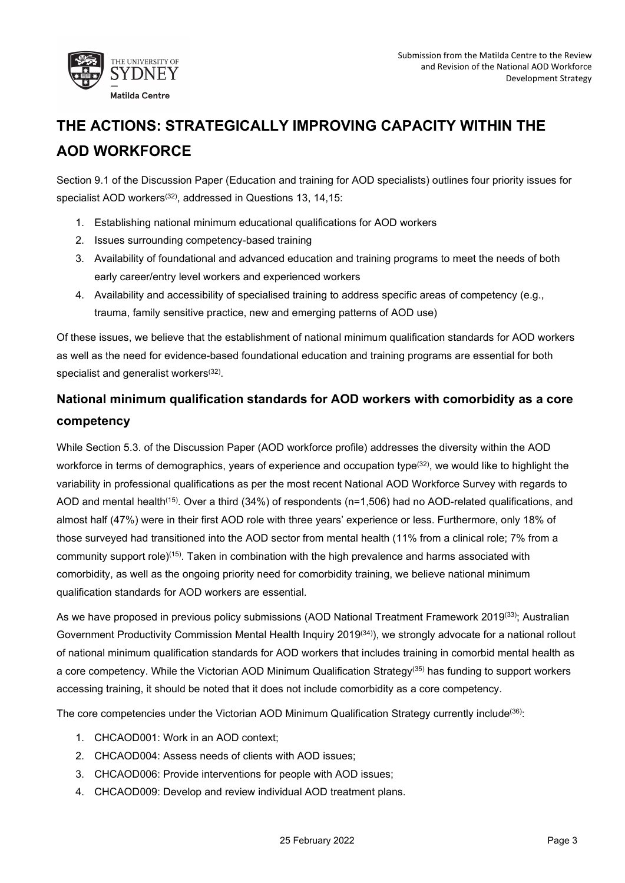# THE ACTIONS: STRATEGICALLY IMPROVING CAPACITY WITHIN THE AOD WORKFORCE

Section 9.1 of the Discussion Paper (Education and training for AOD specialists) outlines four priority issues for specialist AOD workers[32], addressed in Questions 13, 14,15:

1. Establishing national minimum educational qualifications for AOD workers
2. Issues surrounding competency-based training
3. Availability of foundational and advanced education and training programs to meet the needs of both early career/entry level workers and experienced workers
4. Availability and accessibility of specialised training to address specific areas of competency (e.g., trauma, family sensitive practice, new and emerging patterns of AOD use)

Of these issues, we believe that the establishment of national minimum qualification standards for AOD workers as well as the need for evidence-based foundational education and training programs are essential for both specialist and generalist workers[32].

## National minimum qualification standards for AOD workers with comorbidity as a core competency

While Section 5.3. of the Discussion Paper (AOD workforce profile) addresses the diversity within the AOD workforce in terms of demographics, years of experience and occupation type[32], we would like to highlight the variability in professional qualifications as per the most recent National AOD Workforce Survey with regards to AOD and mental health[15]. Over a third (34%) of respondents (n=1,506) had no AOD-related qualifications, and almost half (47%) were in their first AOD role with three years' experience or less. Furthermore, only 18% of those surveyed had transitioned into the AOD sector from mental health (11% from a clinical role; 7% from a community support role)[15]. Taken in combination with the high prevalence and harms associated with comorbidity, as well as the ongoing priority need for comorbidity training, we believe national minimum qualification standards for AOD workers are essential.

As we have proposed in previous policy submissions (AOD National Treatment Framework 2019[33]; Australian Government Productivity Commission Mental Health Inquiry 2019[34]), we strongly advocate for a national rollout of national minimum qualification standards for AOD workers that includes training in comorbid mental health as a core competency. While the Victorian AOD Minimum Qualification Strategy[35] has funding to support workers accessing training, it should be noted that it does not include comorbidity as a core competency.

The core competencies under the Victorian AOD Minimum Qualification Strategy currently include[36]:

1. CHCAOD001: Work in an AOD context;
2. CHCAOD004: Assess needs of clients with AOD issues;
3. CHCAOD006: Provide interventions for people with AOD issues;
4. CHCAOD009: Develop and review individual AOD treatment plans.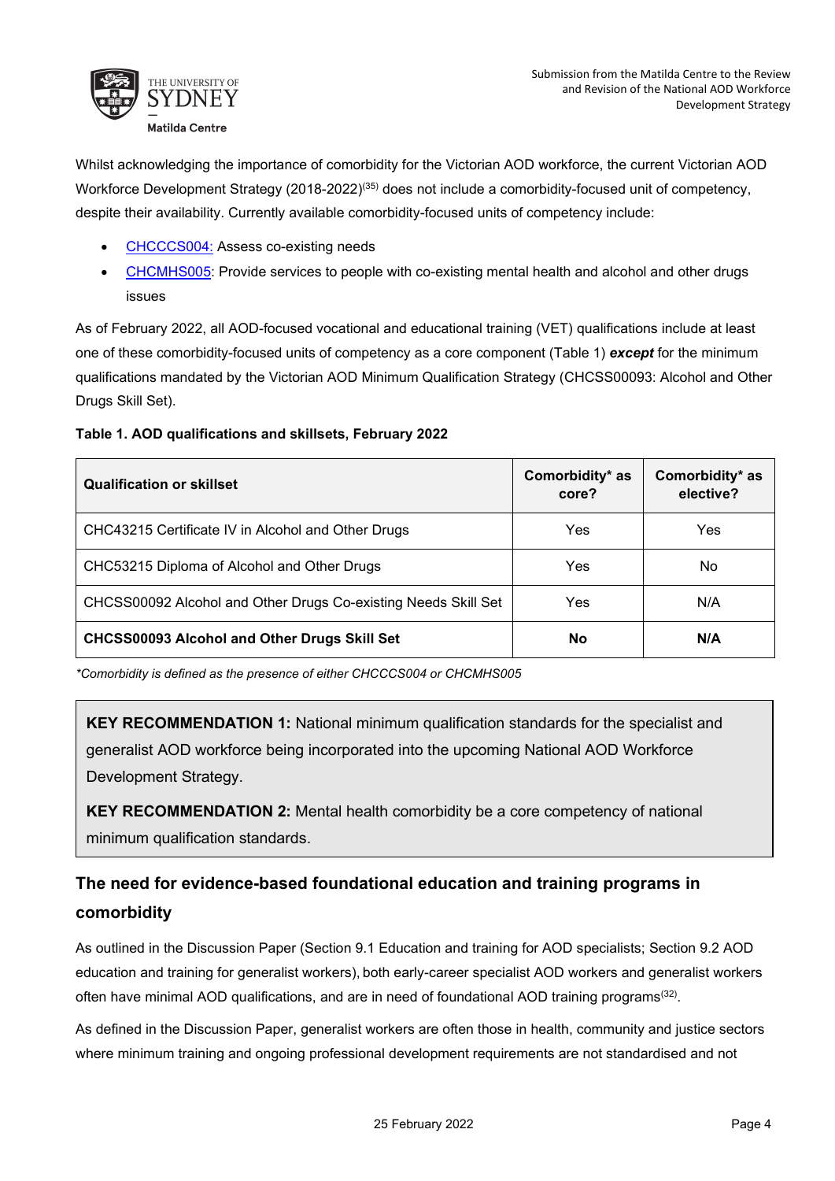Whilst acknowledging the importance of comorbidity for the Victorian AOD workforce, the current Victorian AOD Workforce Development Strategy (2018-2022)[35] does not include a comorbidity-focused unit of competency, despite their availability. Currently available comorbidity-focused units of competency include:

- CHCCCS004: Assess co-existing needs
- CHCMHS005: Provide services to people with co-existing mental health and alcohol and other drugs issues

As of February 2022, all AOD-focused vocational and educational training (VET) qualifications include at least one of these comorbidity-focused units of competency as a core component (Table 1) ***except*** for the minimum qualifications mandated by the Victorian AOD Minimum Qualification Strategy (CHCSS00093: Alcohol and Other Drugs Skill Set).

**Table 1. AOD qualifications and skillsets, February 2022**

| Qualification or skillset | Comorbidity* as core? | Comorbidity* as elective? |
|---|---|---|
| CHC43215 Certificate IV in Alcohol and Other Drugs | Yes | Yes |
| CHC53215 Diploma of Alcohol and Other Drugs | Yes | No |
| CHCSS00092 Alcohol and Other Drugs Co-existing Needs Skill Set | Yes | N/A |
| **CHCSS00093 Alcohol and Other Drugs Skill Set** | **No** | **N/A** |

*\*Comorbidity is defined as the presence of either CHCCCS004 or CHCMHS005*

**KEY RECOMMENDATION 1:** National minimum qualification standards for the specialist and generalist AOD workforce being incorporated into the upcoming National AOD Workforce Development Strategy.

**KEY RECOMMENDATION 2:** Mental health comorbidity be a core competency of national minimum qualification standards.

## The need for evidence-based foundational education and training programs in comorbidity

As outlined in the Discussion Paper (Section 9.1 Education and training for AOD specialists; Section 9.2 AOD education and training for generalist workers), both early-career specialist AOD workers and generalist workers often have minimal AOD qualifications, and are in need of foundational AOD training programs[32].

As defined in the Discussion Paper, generalist workers are often those in health, community and justice sectors where minimum training and ongoing professional development requirements are not standardised and not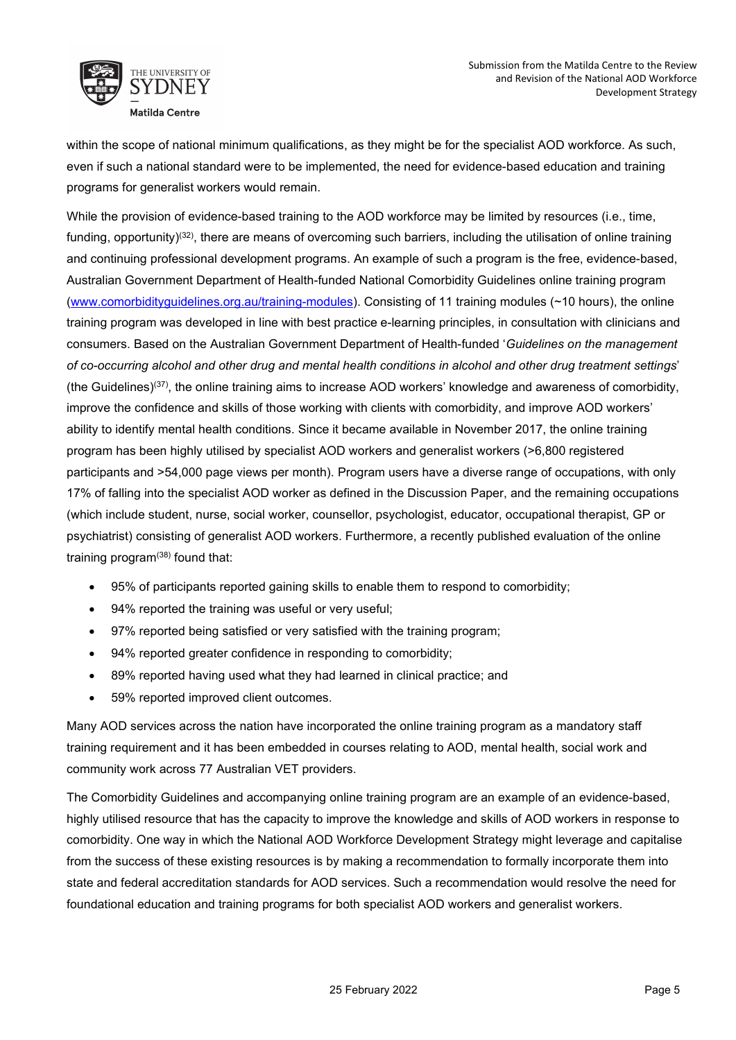within the scope of national minimum qualifications, as they might be for the specialist AOD workforce. As such, even if such a national standard were to be implemented, the need for evidence-based education and training programs for generalist workers would remain.

While the provision of evidence-based training to the AOD workforce may be limited by resources (i.e., time, funding, opportunity)[32], there are means of overcoming such barriers, including the utilisation of online training and continuing professional development programs. An example of such a program is the free, evidence-based, Australian Government Department of Health-funded National Comorbidity Guidelines online training program (www.comorbidityguidelines.org.au/training-modules). Consisting of 11 training modules (~10 hours), the online training program was developed in line with best practice e-learning principles, in consultation with clinicians and consumers. Based on the Australian Government Department of Health-funded '*Guidelines on the management of co-occurring alcohol and other drug and mental health conditions in alcohol and other drug treatment settings*' (the Guidelines)[37], the online training aims to increase AOD workers' knowledge and awareness of comorbidity, improve the confidence and skills of those working with clients with comorbidity, and improve AOD workers' ability to identify mental health conditions. Since it became available in November 2017, the online training program has been highly utilised by specialist AOD workers and generalist workers (>6,800 registered participants and >54,000 page views per month). Program users have a diverse range of occupations, with only 17% of falling into the specialist AOD worker as defined in the Discussion Paper, and the remaining occupations (which include student, nurse, social worker, counsellor, psychologist, educator, occupational therapist, GP or psychiatrist) consisting of generalist AOD workers. Furthermore, a recently published evaluation of the online training program[38] found that:

- 95% of participants reported gaining skills to enable them to respond to comorbidity;
- 94% reported the training was useful or very useful;
- 97% reported being satisfied or very satisfied with the training program;
- 94% reported greater confidence in responding to comorbidity;
- 89% reported having used what they had learned in clinical practice; and
- 59% reported improved client outcomes.

Many AOD services across the nation have incorporated the online training program as a mandatory staff training requirement and it has been embedded in courses relating to AOD, mental health, social work and community work across 77 Australian VET providers.

The Comorbidity Guidelines and accompanying online training program are an example of an evidence-based, highly utilised resource that has the capacity to improve the knowledge and skills of AOD workers in response to comorbidity. One way in which the National AOD Workforce Development Strategy might leverage and capitalise from the success of these existing resources is by making a recommendation to formally incorporate them into state and federal accreditation standards for AOD services. Such a recommendation would resolve the need for foundational education and training programs for both specialist AOD workers and generalist workers.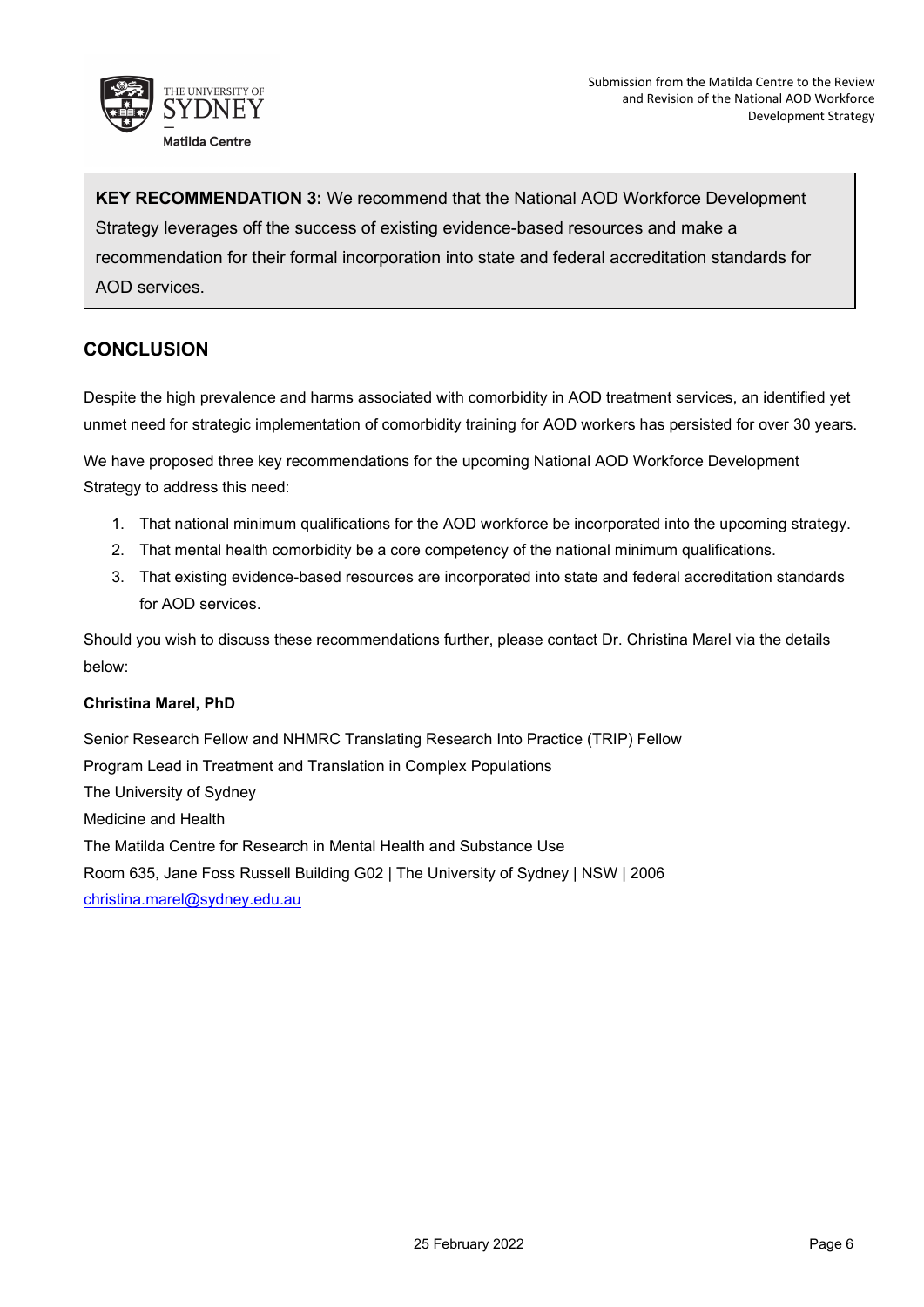> **KEY RECOMMENDATION 3:** We recommend that the National AOD Workforce Development Strategy leverages off the success of existing evidence-based resources and make a recommendation for their formal incorporation into state and federal accreditation standards for AOD services.

## CONCLUSION

Despite the high prevalence and harms associated with comorbidity in AOD treatment services, an identified yet unmet need for strategic implementation of comorbidity training for AOD workers has persisted for over 30 years.

We have proposed three key recommendations for the upcoming National AOD Workforce Development Strategy to address this need:

1. That national minimum qualifications for the AOD workforce be incorporated into the upcoming strategy.
2. That mental health comorbidity be a core competency of the national minimum qualifications.
3. That existing evidence-based resources are incorporated into state and federal accreditation standards for AOD services.

Should you wish to discuss these recommendations further, please contact Dr. Christina Marel via the details below:

**Christina Marel, PhD**

Senior Research Fellow and NHMRC Translating Research Into Practice (TRIP) Fellow
Program Lead in Treatment and Translation in Complex Populations
The University of Sydney
Medicine and Health
The Matilda Centre for Research in Mental Health and Substance Use
Room 635, Jane Foss Russell Building G02 | The University of Sydney | NSW | 2006
christina.marel@sydney.edu.au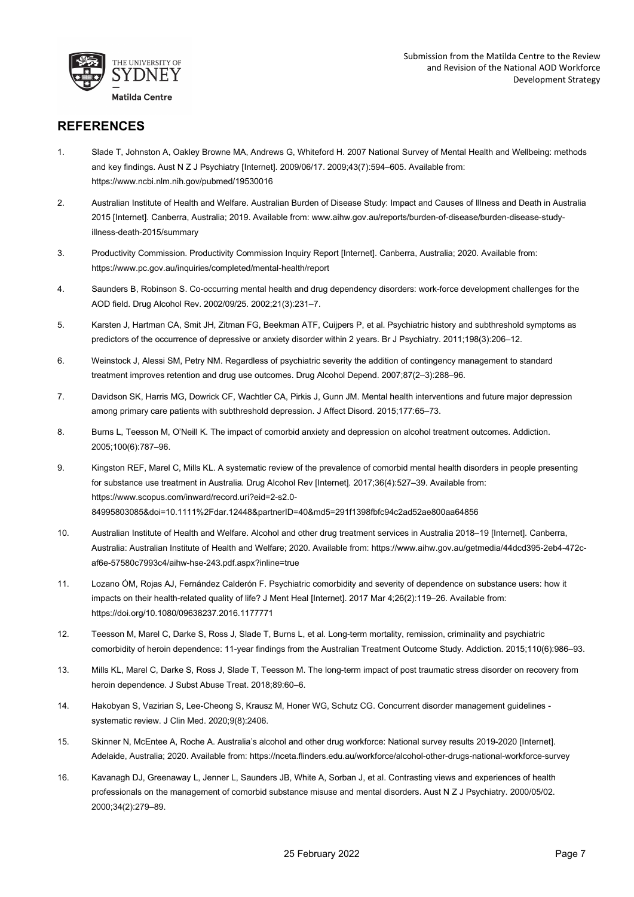## REFERENCES

1. Slade T, Johnston A, Oakley Browne MA, Andrews G, Whiteford H. 2007 National Survey of Mental Health and Wellbeing: methods and key findings. Aust N Z J Psychiatry [Internet]. 2009/06/17. 2009;43(7):594–605. Available from: https://www.ncbi.nlm.nih.gov/pubmed/19530016

2. Australian Institute of Health and Welfare. Australian Burden of Disease Study: Impact and Causes of Illness and Death in Australia 2015 [Internet]. Canberra, Australia; 2019. Available from: www.aihw.gov.au/reports/burden-of-disease/burden-disease-study-illness-death-2015/summary

3. Productivity Commission. Productivity Commission Inquiry Report [Internet]. Canberra, Australia; 2020. Available from: https://www.pc.gov.au/inquiries/completed/mental-health/report

4. Saunders B, Robinson S. Co-occurring mental health and drug dependency disorders: work-force development challenges for the AOD field. Drug Alcohol Rev. 2002/09/25. 2002;21(3):231–7.

5. Karsten J, Hartman CA, Smit JH, Zitman FG, Beekman ATF, Cuijpers P, et al. Psychiatric history and subthreshold symptoms as predictors of the occurrence of depressive or anxiety disorder within 2 years. Br J Psychiatry. 2011;198(3):206–12.

6. Weinstock J, Alessi SM, Petry NM. Regardless of psychiatric severity the addition of contingency management to standard treatment improves retention and drug use outcomes. Drug Alcohol Depend. 2007;87(2–3):288–96.

7. Davidson SK, Harris MG, Dowrick CF, Wachtler CA, Pirkis J, Gunn JM. Mental health interventions and future major depression among primary care patients with subthreshold depression. J Affect Disord. 2015;177:65–73.

8. Burns L, Teesson M, O'Neill K. The impact of comorbid anxiety and depression on alcohol treatment outcomes. Addiction. 2005;100(6):787–96.

9. Kingston REF, Marel C, Mills KL. A systematic review of the prevalence of comorbid mental health disorders in people presenting for substance use treatment in Australia. Drug Alcohol Rev [Internet]. 2017;36(4):527–39. Available from: https://www.scopus.com/inward/record.uri?eid=2-s2.0-84995803085&doi=10.1111%2Fdar.12448&partnerID=40&md5=291f1398fbfc94c2ad52ae800aa64856

10. Australian Institute of Health and Welfare. Alcohol and other drug treatment services in Australia 2018–19 [Internet]. Canberra, Australia: Australian Institute of Health and Welfare; 2020. Available from: https://www.aihw.gov.au/getmedia/44dcd395-2eb4-472c-af6e-57580c7993c4/aihw-hse-243.pdf.aspx?inline=true

11. Lozano ÓM, Rojas AJ, Fernández Calderón F. Psychiatric comorbidity and severity of dependence on substance users: how it impacts on their health-related quality of life? J Ment Heal [Internet]. 2017 Mar 4;26(2):119–26. Available from: https://doi.org/10.1080/09638237.2016.1177771

12. Teesson M, Marel C, Darke S, Ross J, Slade T, Burns L, et al. Long-term mortality, remission, criminality and psychiatric comorbidity of heroin dependence: 11-year findings from the Australian Treatment Outcome Study. Addiction. 2015;110(6):986–93.

13. Mills KL, Marel C, Darke S, Ross J, Slade T, Teesson M. The long-term impact of post traumatic stress disorder on recovery from heroin dependence. J Subst Abuse Treat. 2018;89:60–6.

14. Hakobyan S, Vazirian S, Lee-Cheong S, Krausz M, Honer WG, Schutz CG. Concurrent disorder management guidelines - systematic review. J Clin Med. 2020;9(8):2406.

15. Skinner N, McEntee A, Roche A. Australia's alcohol and other drug workforce: National survey results 2019-2020 [Internet]. Adelaide, Australia; 2020. Available from: https://nceta.flinders.edu.au/workforce/alcohol-other-drugs-national-workforce-survey

16. Kavanagh DJ, Greenaway L, Jenner L, Saunders JB, White A, Sorban J, et al. Contrasting views and experiences of health professionals on the management of comorbid substance misuse and mental disorders. Aust N Z J Psychiatry. 2000/05/02. 2000;34(2):279–89.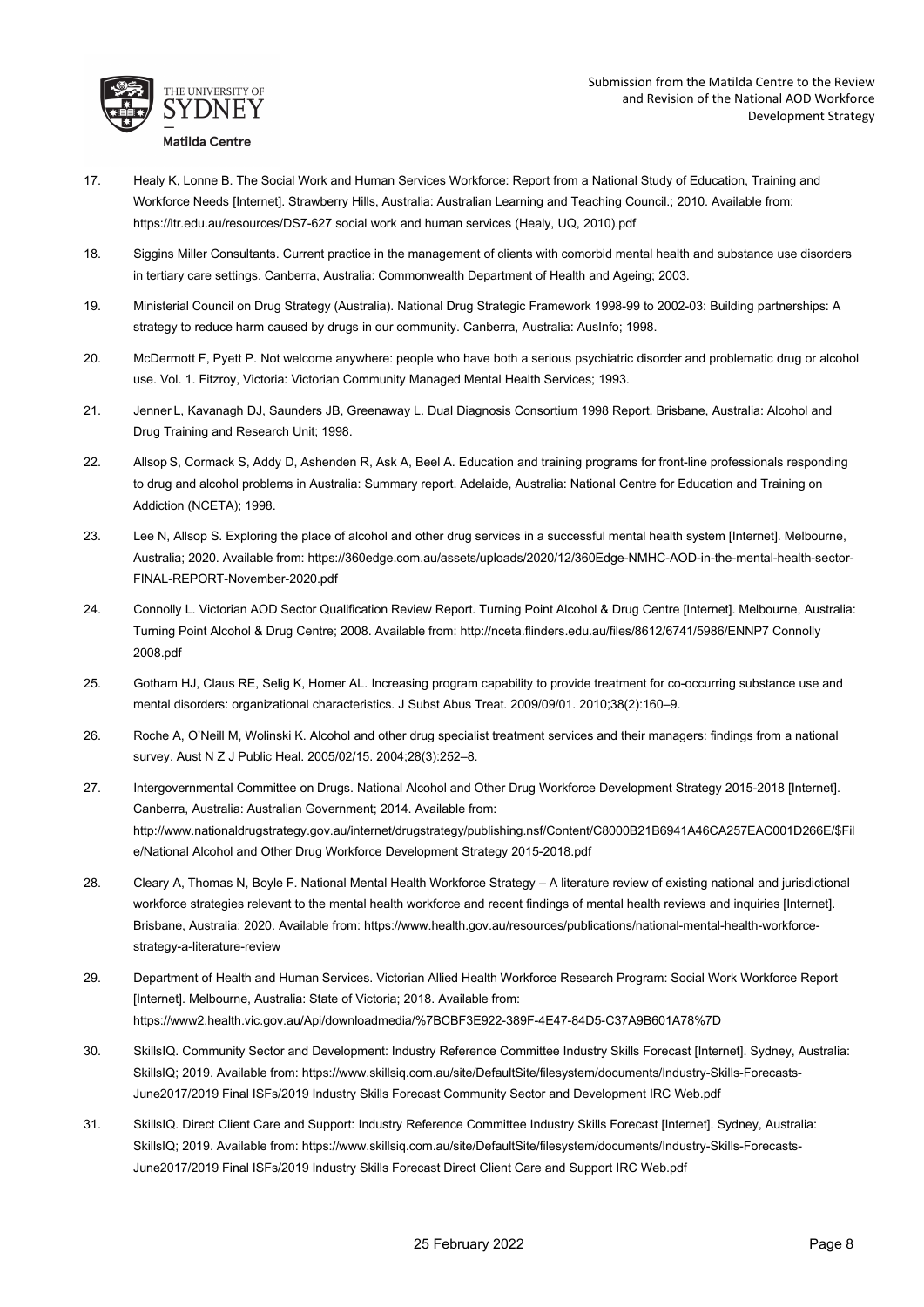17. Healy K, Lonne B. The Social Work and Human Services Workforce: Report from a National Study of Education, Training and Workforce Needs [Internet]. Strawberry Hills, Australia: Australian Learning and Teaching Council.; 2010. Available from: https://ltr.edu.au/resources/DS7-627 social work and human services (Healy, UQ, 2010).pdf

18. Siggins Miller Consultants. Current practice in the management of clients with comorbid mental health and substance use disorders in tertiary care settings. Canberra, Australia: Commonwealth Department of Health and Ageing; 2003.

19. Ministerial Council on Drug Strategy (Australia). National Drug Strategic Framework 1998-99 to 2002-03: Building partnerships: A strategy to reduce harm caused by drugs in our community. Canberra, Australia: AusInfo; 1998.

20. McDermott F, Pyett P. Not welcome anywhere: people who have both a serious psychiatric disorder and problematic drug or alcohol use. Vol. 1. Fitzroy, Victoria: Victorian Community Managed Mental Health Services; 1993.

21. Jenner L, Kavanagh DJ, Saunders JB, Greenaway L. Dual Diagnosis Consortium 1998 Report. Brisbane, Australia: Alcohol and Drug Training and Research Unit; 1998.

22. Allsop S, Cormack S, Addy D, Ashenden R, Ask A, Beel A. Education and training programs for front-line professionals responding to drug and alcohol problems in Australia: Summary report. Adelaide, Australia: National Centre for Education and Training on Addiction (NCETA); 1998.

23. Lee N, Allsop S. Exploring the place of alcohol and other drug services in a successful mental health system [Internet]. Melbourne, Australia; 2020. Available from: https://360edge.com.au/assets/uploads/2020/12/360Edge-NMHC-AOD-in-the-mental-health-sector-FINAL-REPORT-November-2020.pdf

24. Connolly L. Victorian AOD Sector Qualification Review Report. Turning Point Alcohol & Drug Centre [Internet]. Melbourne, Australia: Turning Point Alcohol & Drug Centre; 2008. Available from: http://nceta.flinders.edu.au/files/8612/6741/5986/ENNP7 Connolly 2008.pdf

25. Gotham HJ, Claus RE, Selig K, Homer AL. Increasing program capability to provide treatment for co-occurring substance use and mental disorders: organizational characteristics. J Subst Abus Treat. 2009/09/01. 2010;38(2):160–9.

26. Roche A, O'Neill M, Wolinski K. Alcohol and other drug specialist treatment services and their managers: findings from a national survey. Aust N Z J Public Heal. 2005/02/15. 2004;28(3):252–8.

27. Intergovernmental Committee on Drugs. National Alcohol and Other Drug Workforce Development Strategy 2015-2018 [Internet]. Canberra, Australia: Australian Government; 2014. Available from: http://www.nationaldrugstrategy.gov.au/internet/drugstrategy/publishing.nsf/Content/C8000B21B6941A46CA257EAC001D266E/$File/National Alcohol and Other Drug Workforce Development Strategy 2015-2018.pdf

28. Cleary A, Thomas N, Boyle F. National Mental Health Workforce Strategy – A literature review of existing national and jurisdictional workforce strategies relevant to the mental health workforce and recent findings of mental health reviews and inquiries [Internet]. Brisbane, Australia; 2020. Available from: https://www.health.gov.au/resources/publications/national-mental-health-workforce-strategy-a-literature-review

29. Department of Health and Human Services. Victorian Allied Health Workforce Research Program: Social Work Workforce Report [Internet]. Melbourne, Australia: State of Victoria; 2018. Available from: https://www2.health.vic.gov.au/Api/downloadmedia/%7BCBF3E922-389F-4E47-84D5-C37A9B601A78%7D

30. SkillsIQ. Community Sector and Development: Industry Reference Committee Industry Skills Forecast [Internet]. Sydney, Australia: SkillsIQ; 2019. Available from: https://www.skillsiq.com.au/site/DefaultSite/filesystem/documents/Industry-Skills-Forecasts-June2017/2019 Final ISFs/2019 Industry Skills Forecast Community Sector and Development IRC Web.pdf

31. SkillsIQ. Direct Client Care and Support: Industry Reference Committee Industry Skills Forecast [Internet]. Sydney, Australia: SkillsIQ; 2019. Available from: https://www.skillsiq.com.au/site/DefaultSite/filesystem/documents/Industry-Skills-Forecasts-June2017/2019 Final ISFs/2019 Industry Skills Forecast Direct Client Care and Support IRC Web.pdf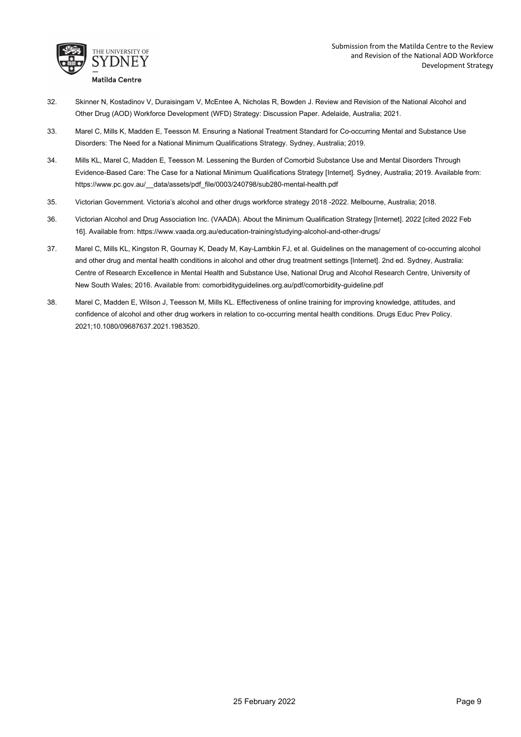32. Skinner N, Kostadinov V, Duraisingam V, McEntee A, Nicholas R, Bowden J. Review and Revision of the National Alcohol and Other Drug (AOD) Workforce Development (WFD) Strategy: Discussion Paper. Adelaide, Australia; 2021.

33. Marel C, Mills K, Madden E, Teesson M. Ensuring a National Treatment Standard for Co-occurring Mental and Substance Use Disorders: The Need for a National Minimum Qualifications Strategy. Sydney, Australia; 2019.

34. Mills KL, Marel C, Madden E, Teesson M. Lessening the Burden of Comorbid Substance Use and Mental Disorders Through Evidence-Based Care: The Case for a National Minimum Qualifications Strategy [Internet]. Sydney, Australia; 2019. Available from: https://www.pc.gov.au/__data/assets/pdf_file/0003/240798/sub280-mental-health.pdf

35. Victorian Government. Victoria's alcohol and other drugs workforce strategy 2018 -2022. Melbourne, Australia; 2018.

36. Victorian Alcohol and Drug Association Inc. (VAADA). About the Minimum Qualification Strategy [Internet]. 2022 [cited 2022 Feb 16]. Available from: https://www.vaada.org.au/education-training/studying-alcohol-and-other-drugs/

37. Marel C, Mills KL, Kingston R, Gournay K, Deady M, Kay-Lambkin FJ, et al. Guidelines on the management of co-occurring alcohol and other drug and mental health conditions in alcohol and other drug treatment settings [Internet]. 2nd ed. Sydney, Australia: Centre of Research Excellence in Mental Health and Substance Use, National Drug and Alcohol Research Centre, University of New South Wales; 2016. Available from: comorbidityguidelines.org.au/pdf/comorbidity-guideline.pdf

38. Marel C, Madden E, Wilson J, Teesson M, Mills KL. Effectiveness of online training for improving knowledge, attitudes, and confidence of alcohol and other drug workers in relation to co-occurring mental health conditions. Drugs Educ Prev Policy. 2021;10.1080/09687637.2021.1983520.